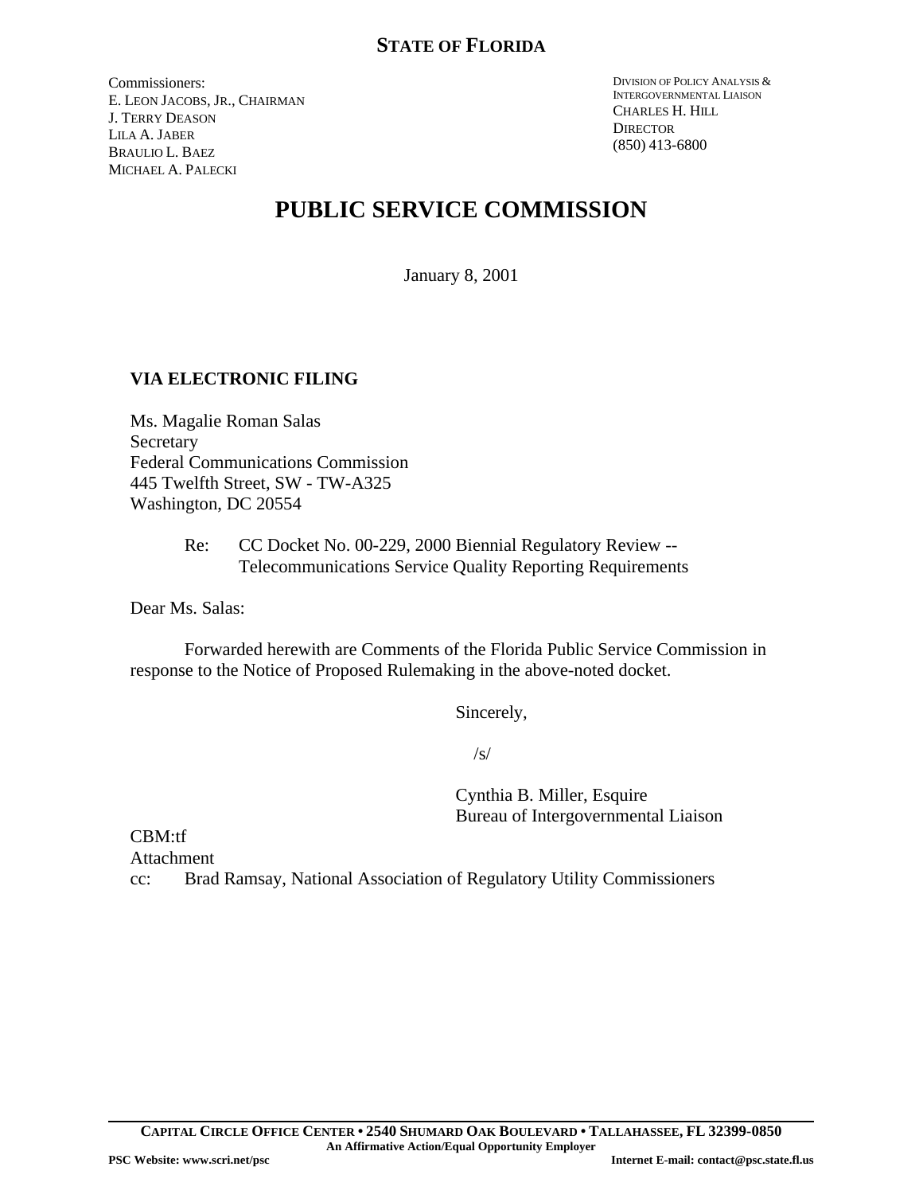**STATE OF FLORIDA**

Commissioners:
E. LEON JACOBS, JR., CHAIRMAN
J. TERRY DEASON
LILA A. JABER
BRAULIO L. BAEZ
MICHAEL A. PALECKI

DIVISION OF POLICY ANALYSIS & INTERGOVERNMENTAL LIAISON
CHARLES H. HILL
DIRECTOR
(850) 413-6800

# PUBLIC SERVICE COMMISSION

January 8, 2001

**VIA ELECTRONIC FILING**

Ms. Magalie Roman Salas
Secretary
Federal Communications Commission
445 Twelfth Street, SW - TW-A325
Washington, DC 20554

Re: CC Docket No. 00-229, 2000 Biennial Regulatory Review -- Telecommunications Service Quality Reporting Requirements

Dear Ms. Salas:

Forwarded herewith are Comments of the Florida Public Service Commission in response to the Notice of Proposed Rulemaking in the above-noted docket.

Sincerely,

/s/

Cynthia B. Miller, Esquire
Bureau of Intergovernmental Liaison

CBM:tf
Attachment
cc: Brad Ramsay, National Association of Regulatory Utility Commissioners

**CAPITAL CIRCLE OFFICE CENTER • 2540 SHUMARD OAK BOULEVARD • TALLAHASSEE, FL 32399-0850**
**An Affirmative Action/Equal Opportunity Employer**
**PSC Website: www.scri.net/psc** **Internet E-mail: contact@psc.state.fl.us**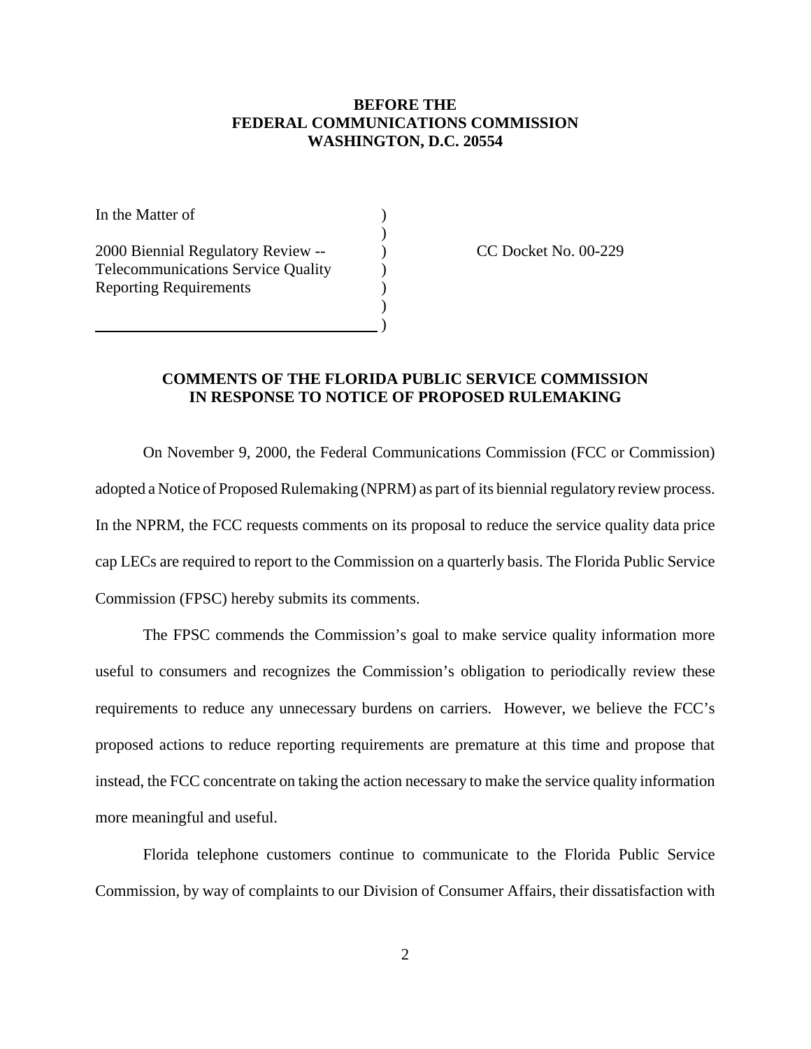**BEFORE THE**
**FEDERAL COMMUNICATIONS COMMISSION**
**WASHINGTON, D.C. 20554**

| | | |
|---|---|---|
| In the Matter of | ) | |
| | ) | |
| 2000 Biennial Regulatory Review -- | ) | CC Docket No. 00-229 |
| Telecommunications Service Quality | ) | |
| Reporting Requirements | ) | |
| | ) | |
| | ) | |

**COMMENTS OF THE FLORIDA PUBLIC SERVICE COMMISSION**
**IN RESPONSE TO NOTICE OF PROPOSED RULEMAKING**

On November 9, 2000, the Federal Communications Commission (FCC or Commission) adopted a Notice of Proposed Rulemaking (NPRM) as part of its biennial regulatory review process. In the NPRM, the FCC requests comments on its proposal to reduce the service quality data price cap LECs are required to report to the Commission on a quarterly basis. The Florida Public Service Commission (FPSC) hereby submits its comments.

The FPSC commends the Commission's goal to make service quality information more useful to consumers and recognizes the Commission's obligation to periodically review these requirements to reduce any unnecessary burdens on carriers. However, we believe the FCC's proposed actions to reduce reporting requirements are premature at this time and propose that instead, the FCC concentrate on taking the action necessary to make the service quality information more meaningful and useful.

Florida telephone customers continue to communicate to the Florida Public Service Commission, by way of complaints to our Division of Consumer Affairs, their dissatisfaction with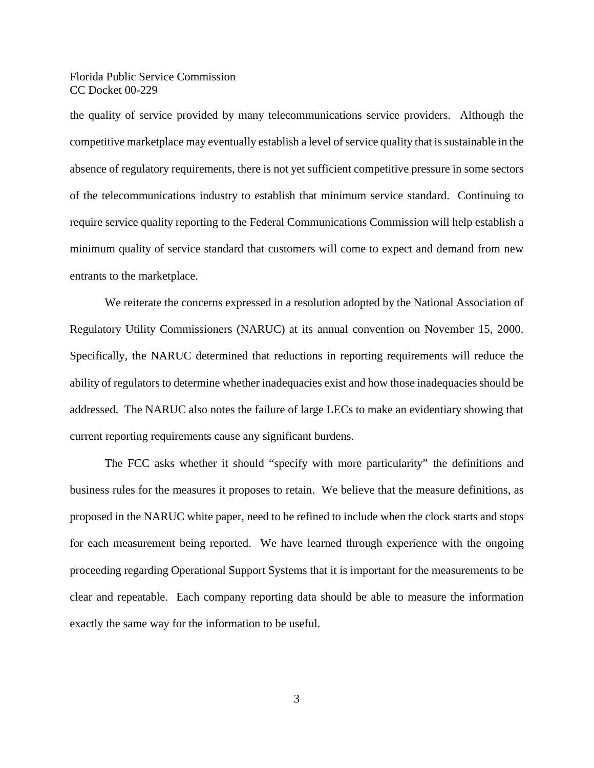the quality of service provided by many telecommunications service providers. Although the competitive marketplace may eventually establish a level of service quality that is sustainable in the absence of regulatory requirements, there is not yet sufficient competitive pressure in some sectors of the telecommunications industry to establish that minimum service standard. Continuing to require service quality reporting to the Federal Communications Commission will help establish a minimum quality of service standard that customers will come to expect and demand from new entrants to the marketplace.

We reiterate the concerns expressed in a resolution adopted by the National Association of Regulatory Utility Commissioners (NARUC) at its annual convention on November 15, 2000. Specifically, the NARUC determined that reductions in reporting requirements will reduce the ability of regulators to determine whether inadequacies exist and how those inadequacies should be addressed. The NARUC also notes the failure of large LECs to make an evidentiary showing that current reporting requirements cause any significant burdens.

The FCC asks whether it should "specify with more particularity" the definitions and business rules for the measures it proposes to retain. We believe that the measure definitions, as proposed in the NARUC white paper, need to be refined to include when the clock starts and stops for each measurement being reported. We have learned through experience with the ongoing proceeding regarding Operational Support Systems that it is important for the measurements to be clear and repeatable. Each company reporting data should be able to measure the information exactly the same way for the information to be useful.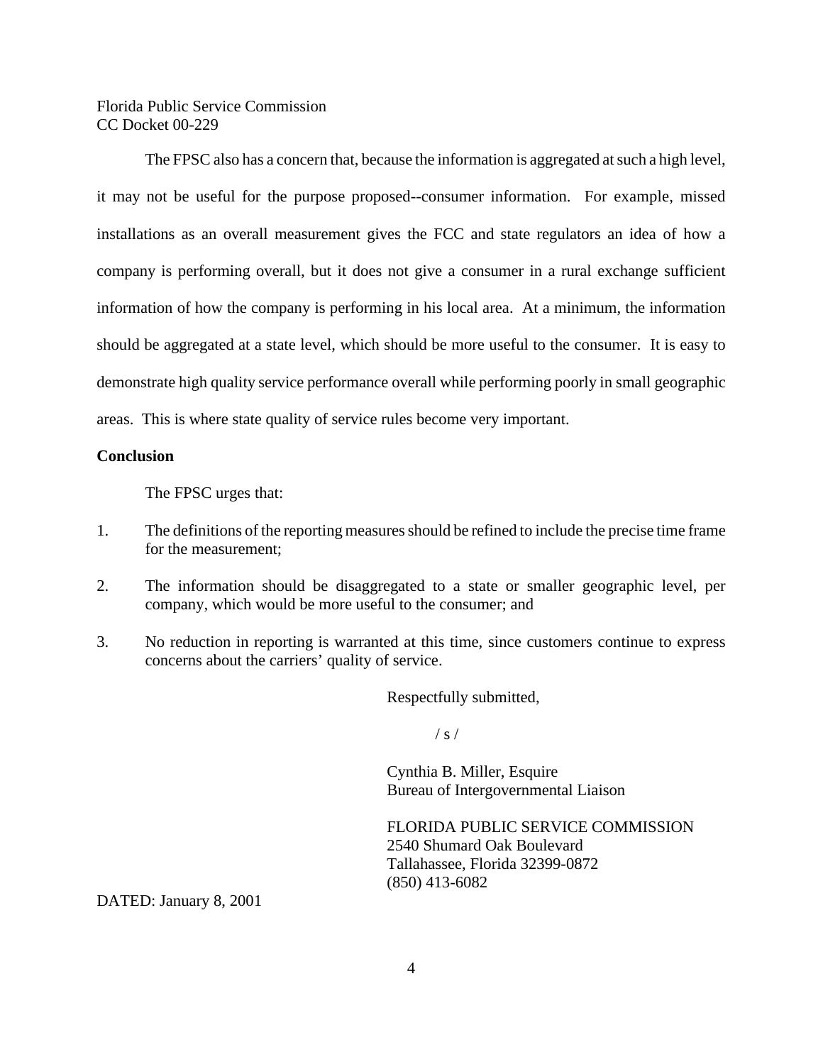The FPSC also has a concern that, because the information is aggregated at such a high level, it may not be useful for the purpose proposed--consumer information. For example, missed installations as an overall measurement gives the FCC and state regulators an idea of how a company is performing overall, but it does not give a consumer in a rural exchange sufficient information of how the company is performing in his local area. At a minimum, the information should be aggregated at a state level, which should be more useful to the consumer. It is easy to demonstrate high quality service performance overall while performing poorly in small geographic areas. This is where state quality of service rules become very important.

**Conclusion**

The FPSC urges that:

1. The definitions of the reporting measures should be refined to include the precise time frame for the measurement;
2. The information should be disaggregated to a state or smaller geographic level, per company, which would be more useful to the consumer; and
3. No reduction in reporting is warranted at this time, since customers continue to express concerns about the carriers' quality of service.

Respectfully submitted,

/ s /

Cynthia B. Miller, Esquire
Bureau of Intergovernmental Liaison

FLORIDA PUBLIC SERVICE COMMISSION
2540 Shumard Oak Boulevard
Tallahassee, Florida 32399-0872
(850) 413-6082

DATED: January 8, 2001